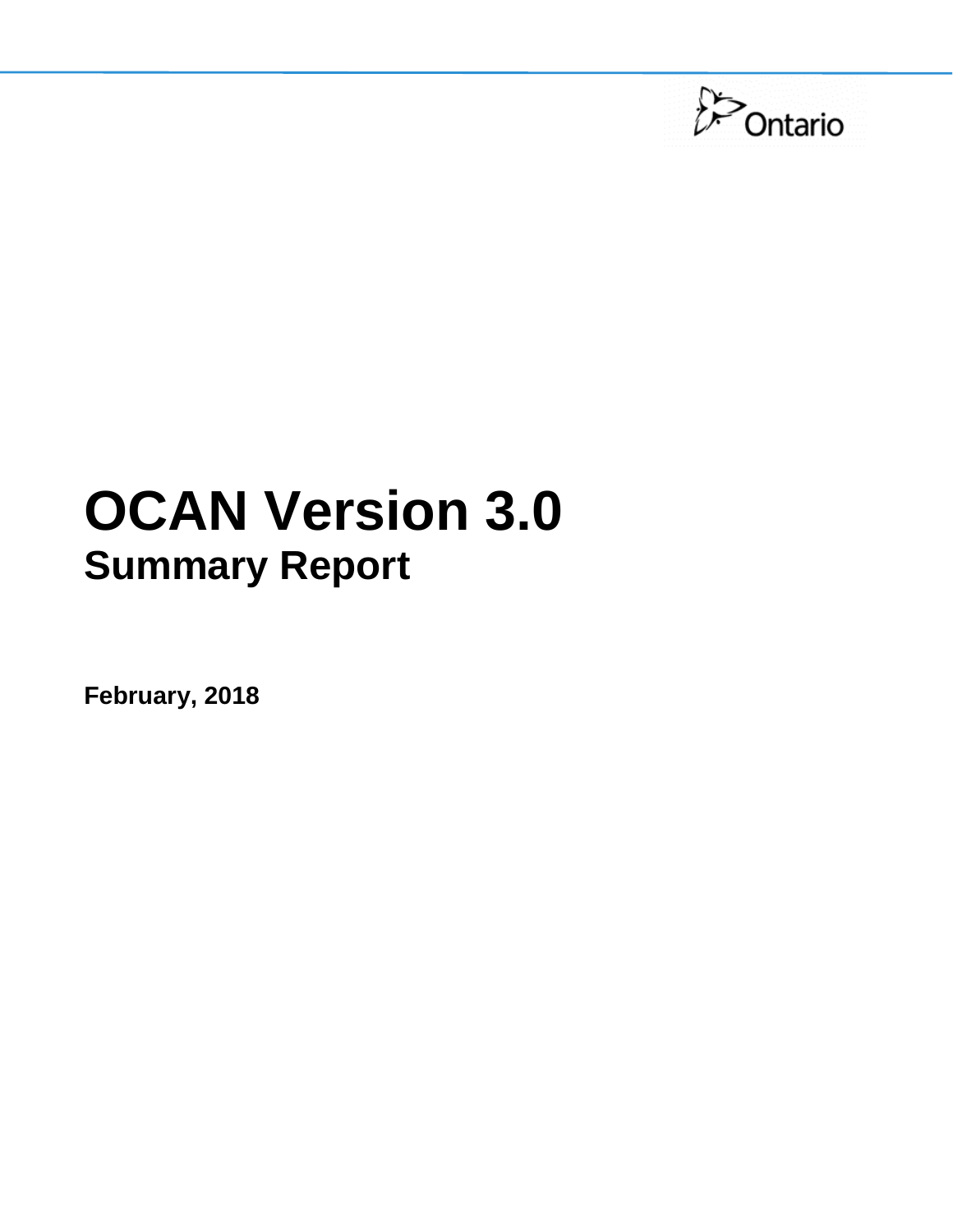Ontario

# OCAN Version 3.0

## Summary Report

**February, 2018**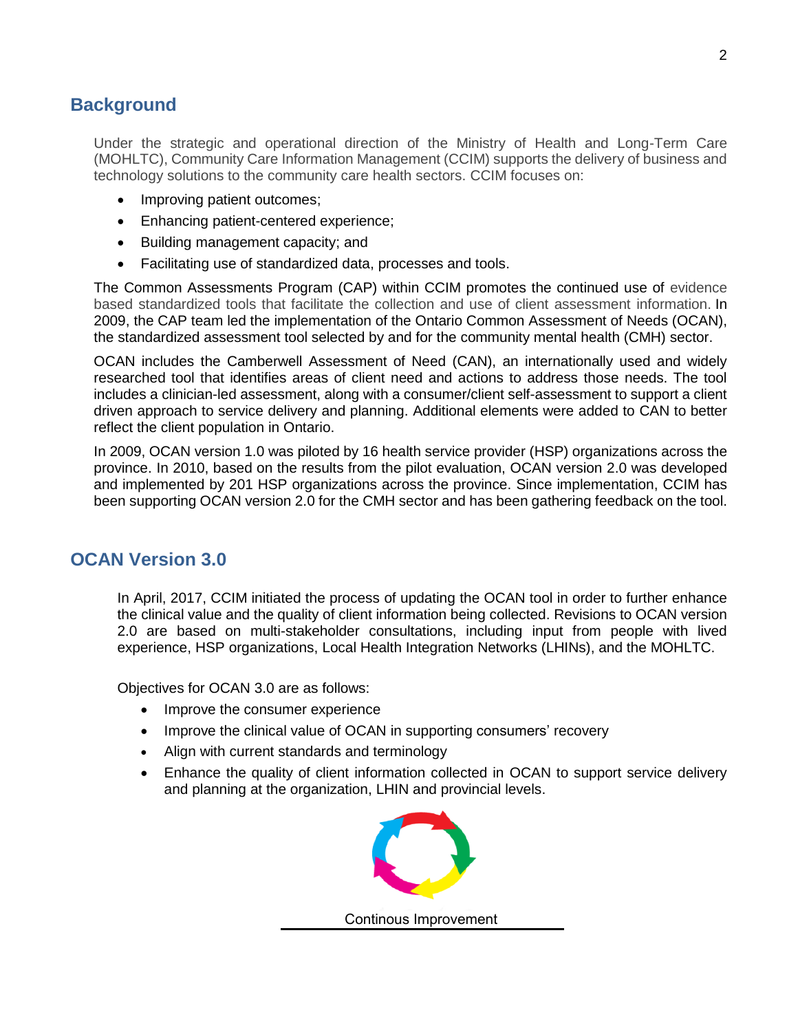## Background

Under the strategic and operational direction of the Ministry of Health and Long-Term Care (MOHLTC), Community Care Information Management (CCIM) supports the delivery of business and technology solutions to the community care health sectors. CCIM focuses on:

- Improving patient outcomes;
- Enhancing patient-centered experience;
- Building management capacity; and
- Facilitating use of standardized data, processes and tools.

The Common Assessments Program (CAP) within CCIM promotes the continued use of evidence based standardized tools that facilitate the collection and use of client assessment information. In 2009, the CAP team led the implementation of the Ontario Common Assessment of Needs (OCAN), the standardized assessment tool selected by and for the community mental health (CMH) sector.

OCAN includes the Camberwell Assessment of Need (CAN), an internationally used and widely researched tool that identifies areas of client need and actions to address those needs. The tool includes a clinician-led assessment, along with a consumer/client self-assessment to support a client driven approach to service delivery and planning. Additional elements were added to CAN to better reflect the client population in Ontario.

In 2009, OCAN version 1.0 was piloted by 16 health service provider (HSP) organizations across the province. In 2010, based on the results from the pilot evaluation, OCAN version 2.0 was developed and implemented by 201 HSP organizations across the province. Since implementation, CCIM has been supporting OCAN version 2.0 for the CMH sector and has been gathering feedback on the tool.

## OCAN Version 3.0

In April, 2017, CCIM initiated the process of updating the OCAN tool in order to further enhance the clinical value and the quality of client information being collected. Revisions to OCAN version 2.0 are based on multi-stakeholder consultations, including input from people with lived experience, HSP organizations, Local Health Integration Networks (LHINs), and the MOHLTC.

Objectives for OCAN 3.0 are as follows:

- Improve the consumer experience
- Improve the clinical value of OCAN in supporting consumers' recovery
- Align with current standards and terminology
- Enhance the quality of client information collected in OCAN to support service delivery and planning at the organization, LHIN and provincial levels.

Continous Improvement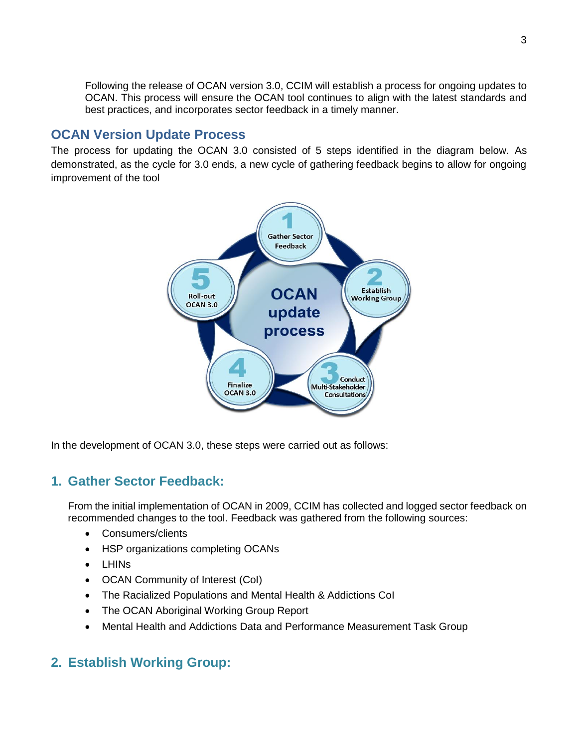Following the release of OCAN version 3.0, CCIM will establish a process for ongoing updates to OCAN. This process will ensure the OCAN tool continues to align with the latest standards and best practices, and incorporates sector feedback in a timely manner.

## OCAN Version Update Process

The process for updating the OCAN 3.0 consisted of 5 steps identified in the diagram below. As demonstrated, as the cycle for 3.0 ends, a new cycle of gathering feedback begins to allow for ongoing improvement of the tool

OCAN update process

1. Gather Sector Feedback
2. Establish Working Group
3. Conduct Multi-Stakeholder Consultations
4. Finalize OCAN 3.0
5. Roll-out OCAN 3.0

In the development of OCAN 3.0, these steps were carried out as follows:

## 1. Gather Sector Feedback:

From the initial implementation of OCAN in 2009, CCIM has collected and logged sector feedback on recommended changes to the tool. Feedback was gathered from the following sources:

- Consumers/clients
- HSP organizations completing OCANs
- LHINs
- OCAN Community of Interest (CoI)
- The Racialized Populations and Mental Health & Addictions CoI
- The OCAN Aboriginal Working Group Report
- Mental Health and Addictions Data and Performance Measurement Task Group

## 2. Establish Working Group: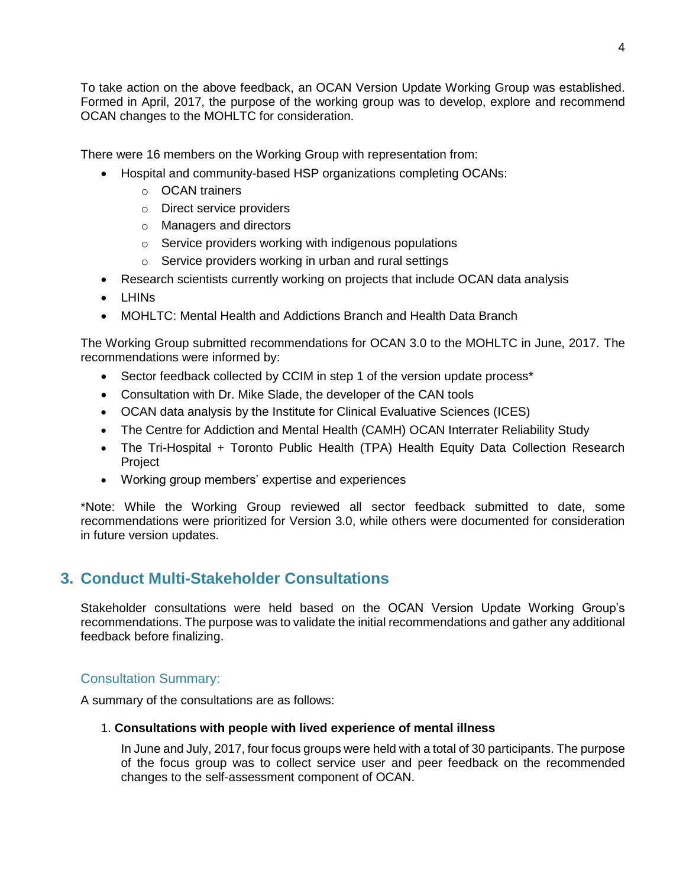To take action on the above feedback, an OCAN Version Update Working Group was established. Formed in April, 2017, the purpose of the working group was to develop, explore and recommend OCAN changes to the MOHLTC for consideration.

There were 16 members on the Working Group with representation from:

- Hospital and community-based HSP organizations completing OCANs:
  - OCAN trainers
  - Direct service providers
  - Managers and directors
  - Service providers working with indigenous populations
  - Service providers working in urban and rural settings
- Research scientists currently working on projects that include OCAN data analysis
- LHINs
- MOHLTC: Mental Health and Addictions Branch and Health Data Branch

The Working Group submitted recommendations for OCAN 3.0 to the MOHLTC in June, 2017. The recommendations were informed by:

- Sector feedback collected by CCIM in step 1 of the version update process*
- Consultation with Dr. Mike Slade, the developer of the CAN tools
- OCAN data analysis by the Institute for Clinical Evaluative Sciences (ICES)
- The Centre for Addiction and Mental Health (CAMH) OCAN Interrater Reliability Study
- The Tri-Hospital + Toronto Public Health (TPA) Health Equity Data Collection Research Project
- Working group members' expertise and experiences

*Note: While the Working Group reviewed all sector feedback submitted to date, some recommendations were prioritized for Version 3.0, while others were documented for consideration in future version updates.

## 3. Conduct Multi-Stakeholder Consultations

Stakeholder consultations were held based on the OCAN Version Update Working Group's recommendations. The purpose was to validate the initial recommendations and gather any additional feedback before finalizing.

### Consultation Summary:

A summary of the consultations are as follows:

1. **Consultations with people with lived experience of mental illness**

   In June and July, 2017, four focus groups were held with a total of 30 participants. The purpose of the focus group was to collect service user and peer feedback on the recommended changes to the self-assessment component of OCAN.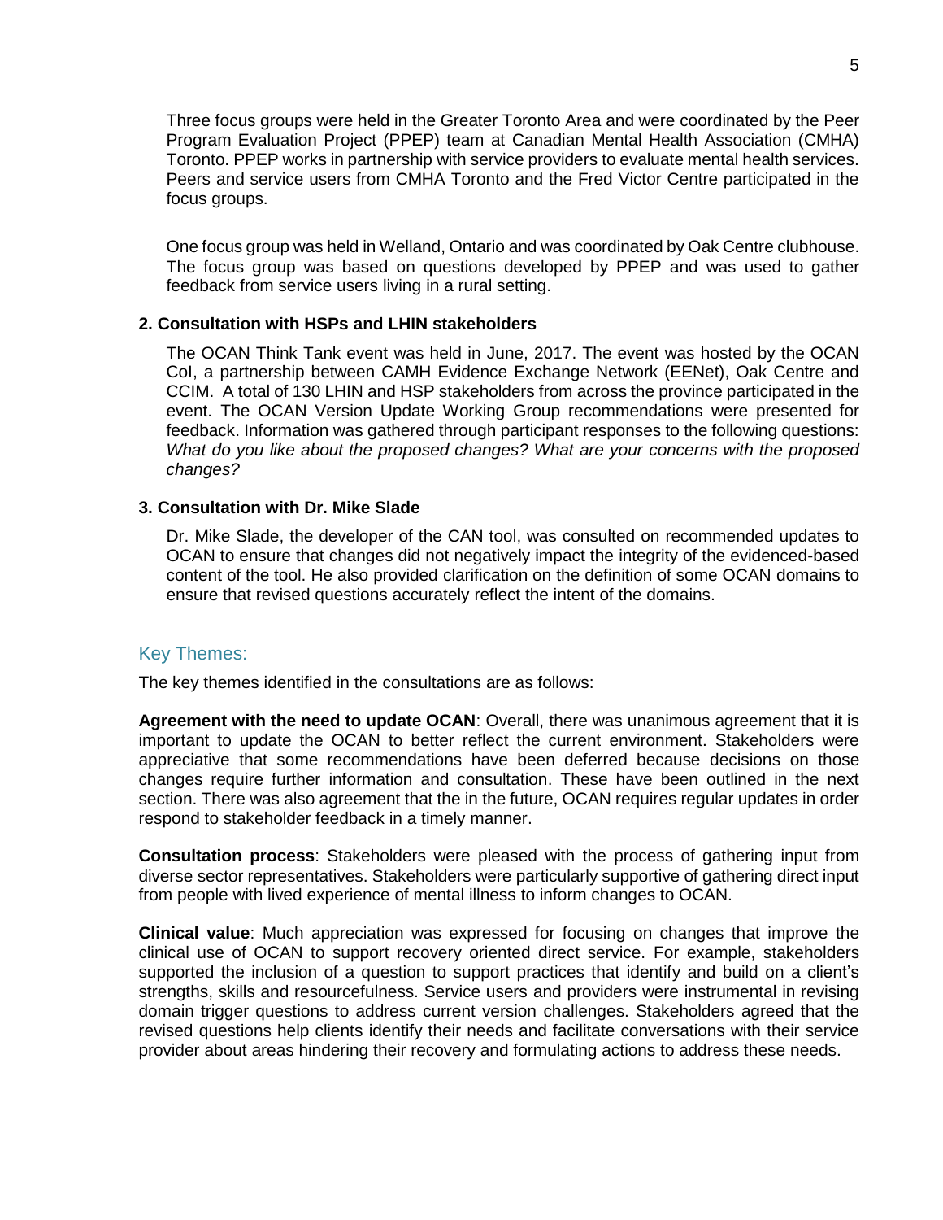Three focus groups were held in the Greater Toronto Area and were coordinated by the Peer Program Evaluation Project (PPEP) team at Canadian Mental Health Association (CMHA) Toronto. PPEP works in partnership with service providers to evaluate mental health services. Peers and service users from CMHA Toronto and the Fred Victor Centre participated in the focus groups.

One focus group was held in Welland, Ontario and was coordinated by Oak Centre clubhouse. The focus group was based on questions developed by PPEP and was used to gather feedback from service users living in a rural setting.

**2. Consultation with HSPs and LHIN stakeholders**

The OCAN Think Tank event was held in June, 2017. The event was hosted by the OCAN CoI, a partnership between CAMH Evidence Exchange Network (EENet), Oak Centre and CCIM. A total of 130 LHIN and HSP stakeholders from across the province participated in the event. The OCAN Version Update Working Group recommendations were presented for feedback. Information was gathered through participant responses to the following questions: *What do you like about the proposed changes? What are your concerns with the proposed changes?*

**3. Consultation with Dr. Mike Slade**

Dr. Mike Slade, the developer of the CAN tool, was consulted on recommended updates to OCAN to ensure that changes did not negatively impact the integrity of the evidenced-based content of the tool. He also provided clarification on the definition of some OCAN domains to ensure that revised questions accurately reflect the intent of the domains.

## Key Themes:

The key themes identified in the consultations are as follows:

**Agreement with the need to update OCAN**: Overall, there was unanimous agreement that it is important to update the OCAN to better reflect the current environment. Stakeholders were appreciative that some recommendations have been deferred because decisions on those changes require further information and consultation. These have been outlined in the next section. There was also agreement that the in the future, OCAN requires regular updates in order respond to stakeholder feedback in a timely manner.

**Consultation process**: Stakeholders were pleased with the process of gathering input from diverse sector representatives. Stakeholders were particularly supportive of gathering direct input from people with lived experience of mental illness to inform changes to OCAN.

**Clinical value**: Much appreciation was expressed for focusing on changes that improve the clinical use of OCAN to support recovery oriented direct service. For example, stakeholders supported the inclusion of a question to support practices that identify and build on a client's strengths, skills and resourcefulness. Service users and providers were instrumental in revising domain trigger questions to address current version challenges. Stakeholders agreed that the revised questions help clients identify their needs and facilitate conversations with their service provider about areas hindering their recovery and formulating actions to address these needs.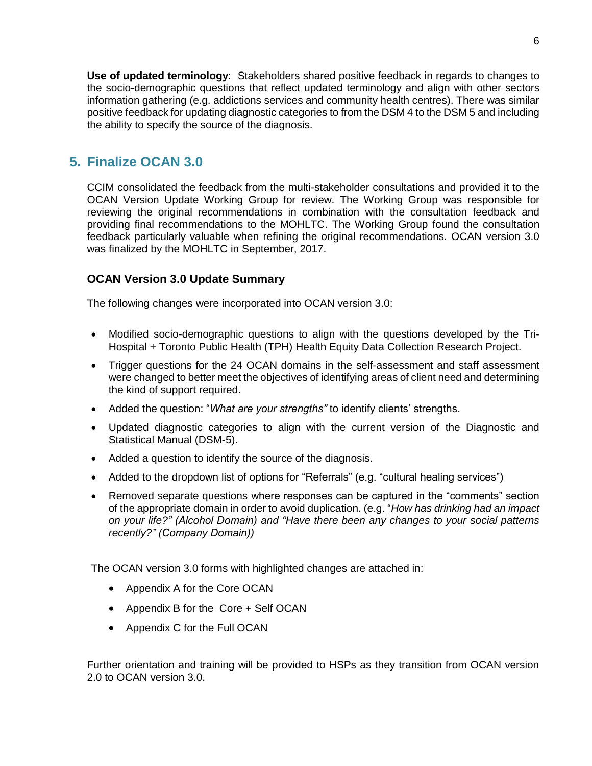**Use of updated terminology**: Stakeholders shared positive feedback in regards to changes to the socio-demographic questions that reflect updated terminology and align with other sectors information gathering (e.g. addictions services and community health centres). There was similar positive feedback for updating diagnostic categories to from the DSM 4 to the DSM 5 and including the ability to specify the source of the diagnosis.

## 5. Finalize OCAN 3.0

CCIM consolidated the feedback from the multi-stakeholder consultations and provided it to the OCAN Version Update Working Group for review. The Working Group was responsible for reviewing the original recommendations in combination with the consultation feedback and providing final recommendations to the MOHLTC. The Working Group found the consultation feedback particularly valuable when refining the original recommendations. OCAN version 3.0 was finalized by the MOHLTC in September, 2017.

### OCAN Version 3.0 Update Summary

The following changes were incorporated into OCAN version 3.0:

- Modified socio-demographic questions to align with the questions developed by the Tri-Hospital + Toronto Public Health (TPH) Health Equity Data Collection Research Project.
- Trigger questions for the 24 OCAN domains in the self-assessment and staff assessment were changed to better meet the objectives of identifying areas of client need and determining the kind of support required.
- Added the question: "*What are your strengths"* to identify clients' strengths.
- Updated diagnostic categories to align with the current version of the Diagnostic and Statistical Manual (DSM-5).
- Added a question to identify the source of the diagnosis.
- Added to the dropdown list of options for "Referrals" (e.g. "cultural healing services")
- Removed separate questions where responses can be captured in the "comments" section of the appropriate domain in order to avoid duplication. (e.g. "*How has drinking had an impact on your life?" (Alcohol Domain) and "Have there been any changes to your social patterns recently?" (Company Domain))*

The OCAN version 3.0 forms with highlighted changes are attached in:

- Appendix A for the Core OCAN
- Appendix B for the Core + Self OCAN
- Appendix C for the Full OCAN

Further orientation and training will be provided to HSPs as they transition from OCAN version 2.0 to OCAN version 3.0.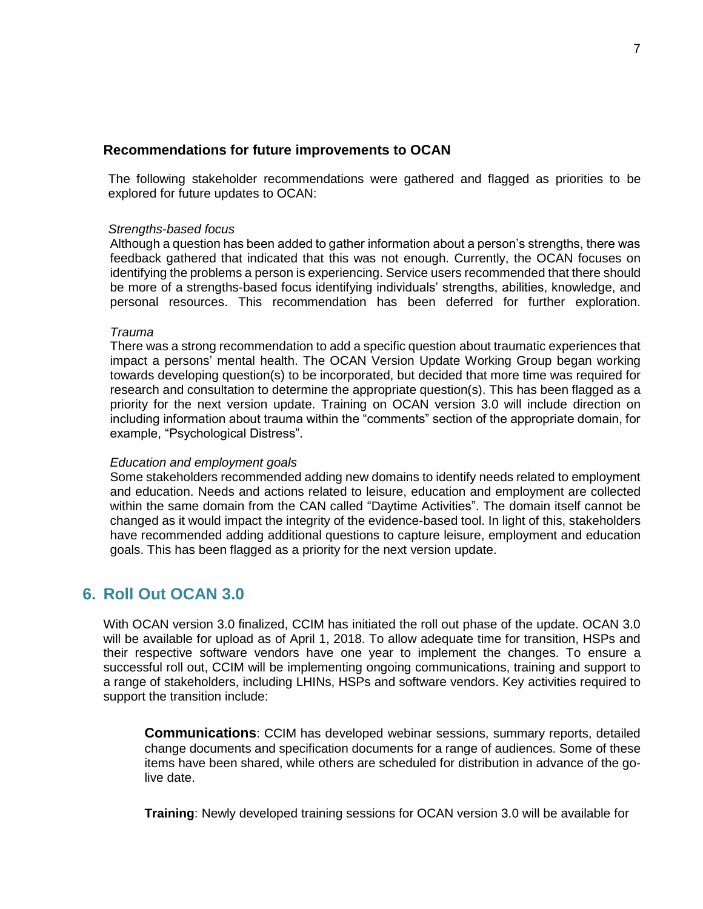### Recommendations for future improvements to OCAN

The following stakeholder recommendations were gathered and flagged as priorities to be explored for future updates to OCAN:

*Strengths-based focus*

Although a question has been added to gather information about a person's strengths, there was feedback gathered that indicated that this was not enough. Currently, the OCAN focuses on identifying the problems a person is experiencing. Service users recommended that there should be more of a strengths-based focus identifying individuals' strengths, abilities, knowledge, and personal resources. This recommendation has been deferred for further exploration.

*Trauma*

There was a strong recommendation to add a specific question about traumatic experiences that impact a persons' mental health. The OCAN Version Update Working Group began working towards developing question(s) to be incorporated, but decided that more time was required for research and consultation to determine the appropriate question(s). This has been flagged as a priority for the next version update. Training on OCAN version 3.0 will include direction on including information about trauma within the "comments" section of the appropriate domain, for example, "Psychological Distress".

*Education and employment goals*

Some stakeholders recommended adding new domains to identify needs related to employment and education. Needs and actions related to leisure, education and employment are collected within the same domain from the CAN called "Daytime Activities". The domain itself cannot be changed as it would impact the integrity of the evidence-based tool. In light of this, stakeholders have recommended adding additional questions to capture leisure, employment and education goals. This has been flagged as a priority for the next version update.

## 6. Roll Out OCAN 3.0

With OCAN version 3.0 finalized, CCIM has initiated the roll out phase of the update. OCAN 3.0 will be available for upload as of April 1, 2018. To allow adequate time for transition, HSPs and their respective software vendors have one year to implement the changes. To ensure a successful roll out, CCIM will be implementing ongoing communications, training and support to a range of stakeholders, including LHINs, HSPs and software vendors. Key activities required to support the transition include:

**Communications**: CCIM has developed webinar sessions, summary reports, detailed change documents and specification documents for a range of audiences. Some of these items have been shared, while others are scheduled for distribution in advance of the go-live date.

**Training**: Newly developed training sessions for OCAN version 3.0 will be available for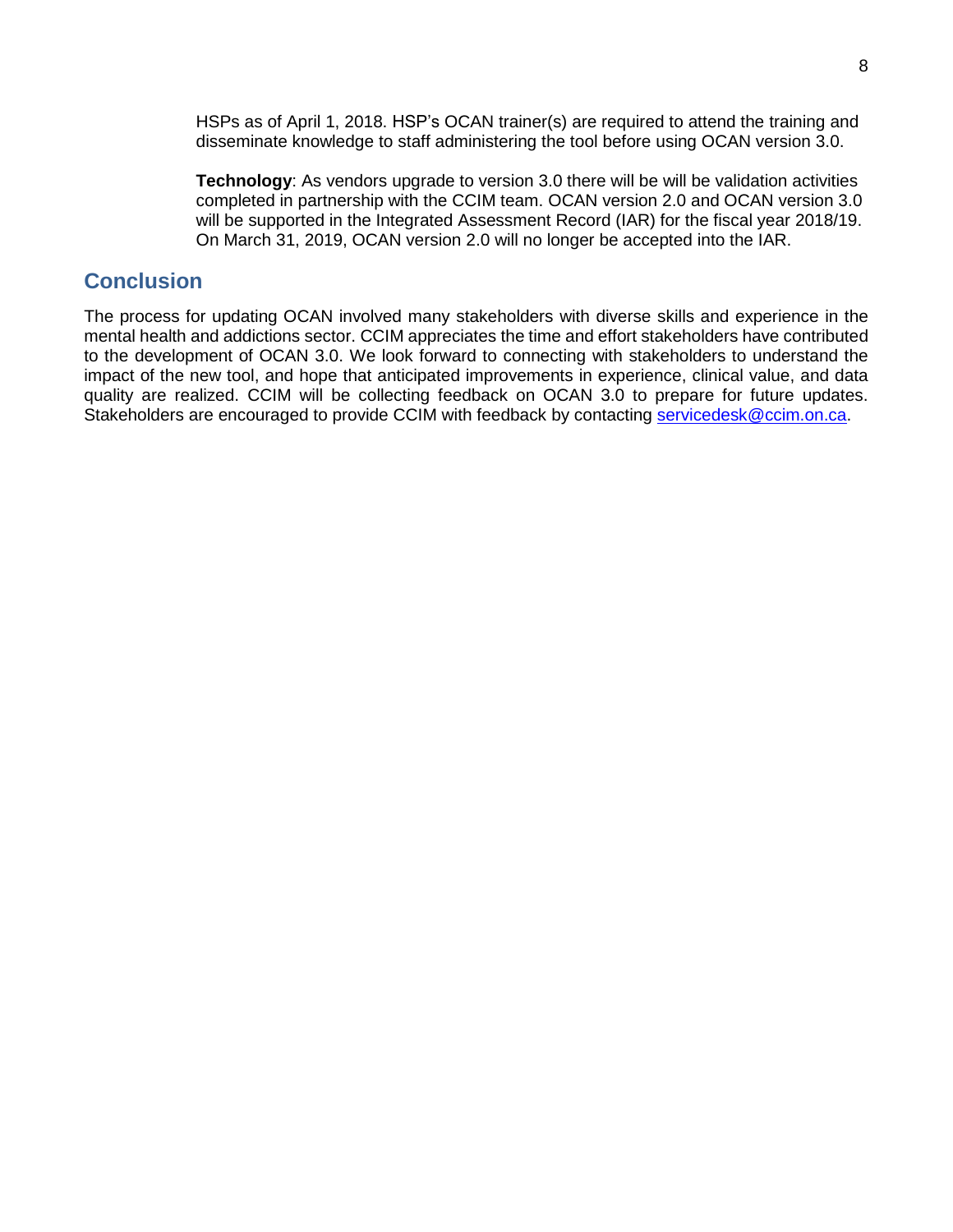HSPs as of April 1, 2018. HSP's OCAN trainer(s) are required to attend the training and disseminate knowledge to staff administering the tool before using OCAN version 3.0.

**Technology**: As vendors upgrade to version 3.0 there will be will be validation activities completed in partnership with the CCIM team. OCAN version 2.0 and OCAN version 3.0 will be supported in the Integrated Assessment Record (IAR) for the fiscal year 2018/19. On March 31, 2019, OCAN version 2.0 will no longer be accepted into the IAR.

## Conclusion

The process for updating OCAN involved many stakeholders with diverse skills and experience in the mental health and addictions sector. CCIM appreciates the time and effort stakeholders have contributed to the development of OCAN 3.0. We look forward to connecting with stakeholders to understand the impact of the new tool, and hope that anticipated improvements in experience, clinical value, and data quality are realized. CCIM will be collecting feedback on OCAN 3.0 to prepare for future updates. Stakeholders are encouraged to provide CCIM with feedback by contacting servicedesk@ccim.on.ca.